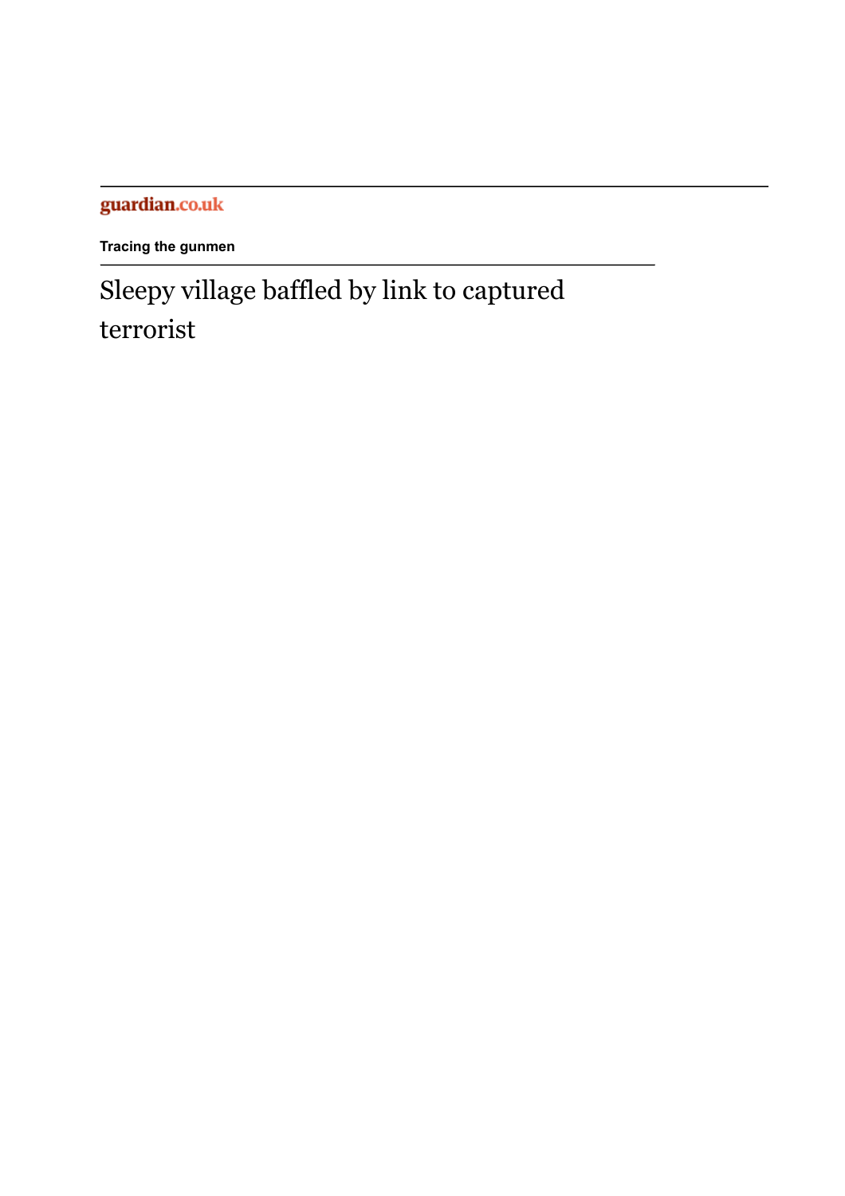guardian.co.uk

**Tracing the gunmen**

# Sleepy village baffled by link to captured terrorist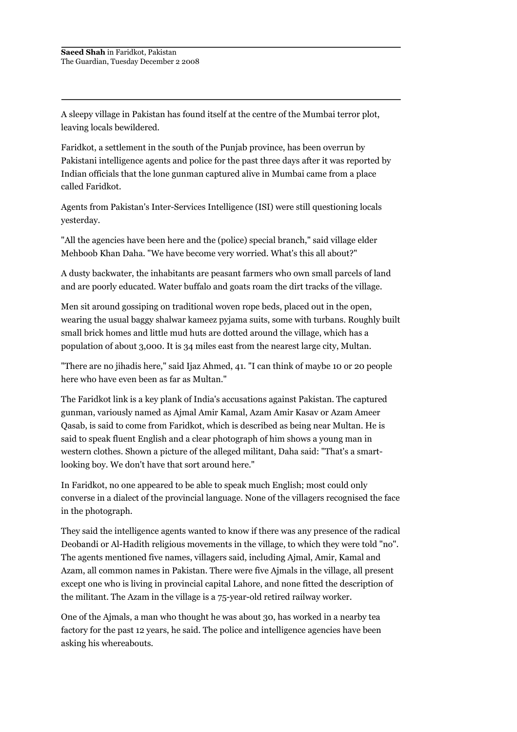**Saeed Shah** in Faridkot, Pakistan
The Guardian, Tuesday December 2 2008

---

A sleepy village in Pakistan has found itself at the centre of the Mumbai terror plot, leaving locals bewildered.

Faridkot, a settlement in the south of the Punjab province, has been overrun by Pakistani intelligence agents and police for the past three days after it was reported by Indian officials that the lone gunman captured alive in Mumbai came from a place called Faridkot.

Agents from Pakistan's Inter-Services Intelligence (ISI) were still questioning locals yesterday.

"All the agencies have been here and the (police) special branch," said village elder Mehboob Khan Daha. "We have become very worried. What's this all about?"

A dusty backwater, the inhabitants are peasant farmers who own small parcels of land and are poorly educated. Water buffalo and goats roam the dirt tracks of the village.

Men sit around gossiping on traditional woven rope beds, placed out in the open, wearing the usual baggy shalwar kameez pyjama suits, some with turbans. Roughly built small brick homes and little mud huts are dotted around the village, which has a population of about 3,000. It is 34 miles east from the nearest large city, Multan.

"There are no jihadis here," said Ijaz Ahmed, 41. "I can think of maybe 10 or 20 people here who have even been as far as Multan."

The Faridkot link is a key plank of India's accusations against Pakistan. The captured gunman, variously named as Ajmal Amir Kamal, Azam Amir Kasav or Azam Ameer Qasab, is said to come from Faridkot, which is described as being near Multan. He is said to speak fluent English and a clear photograph of him shows a young man in western clothes. Shown a picture of the alleged militant, Daha said: "That's a smart-looking boy. We don't have that sort around here."

In Faridkot, no one appeared to be able to speak much English; most could only converse in a dialect of the provincial language. None of the villagers recognised the face in the photograph.

They said the intelligence agents wanted to know if there was any presence of the radical Deobandi or Al-Hadith religious movements in the village, to which they were told "no". The agents mentioned five names, villagers said, including Ajmal, Amir, Kamal and Azam, all common names in Pakistan. There were five Ajmals in the village, all present except one who is living in provincial capital Lahore, and none fitted the description of the militant. The Azam in the village is a 75-year-old retired railway worker.

One of the Ajmals, a man who thought he was about 30, has worked in a nearby tea factory for the past 12 years, he said. The police and intelligence agencies have been asking his whereabouts.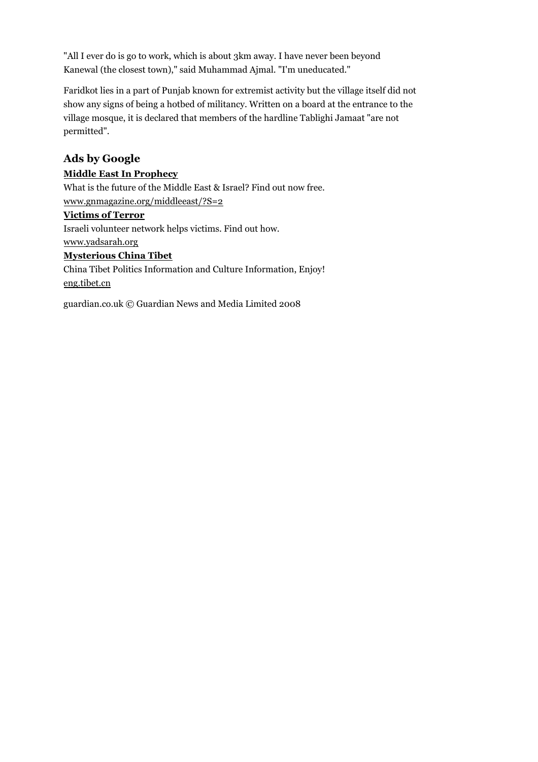"All I ever do is go to work, which is about 3km away. I have never been beyond Kanewal (the closest town)," said Muhammad Ajmal. "I'm uneducated."

Faridkot lies in a part of Punjab known for extremist activity but the village itself did not show any signs of being a hotbed of militancy. Written on a board at the entrance to the village mosque, it is declared that members of the hardline Tablighi Jamaat "are not permitted".

## Ads by Google

**Middle East In Prophecy**

What is the future of the Middle East & Israel? Find out now free.
www.gnmagazine.org/middleeast/?S=2

**Victims of Terror**

Israeli volunteer network helps victims. Find out how.
www.yadsarah.org

**Mysterious China Tibet**

China Tibet Politics Information and Culture Information, Enjoy!
eng.tibet.cn

guardian.co.uk © Guardian News and Media Limited 2008